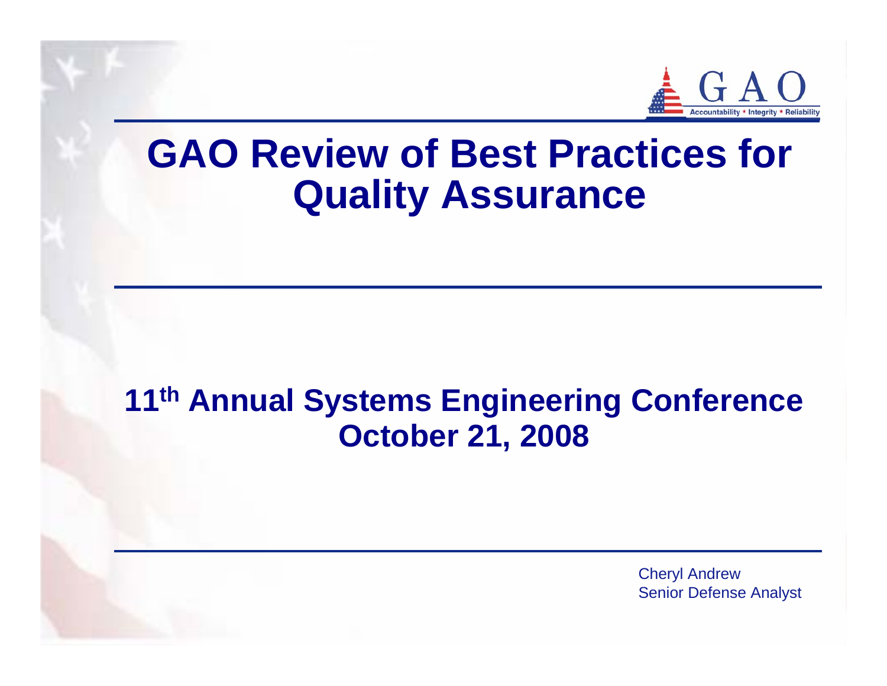# GAO Review of Best Practices for Quality Assurance

## 11th Annual Systems Engineering Conference
## October 21, 2008

Cheryl Andrew
Senior Defense Analyst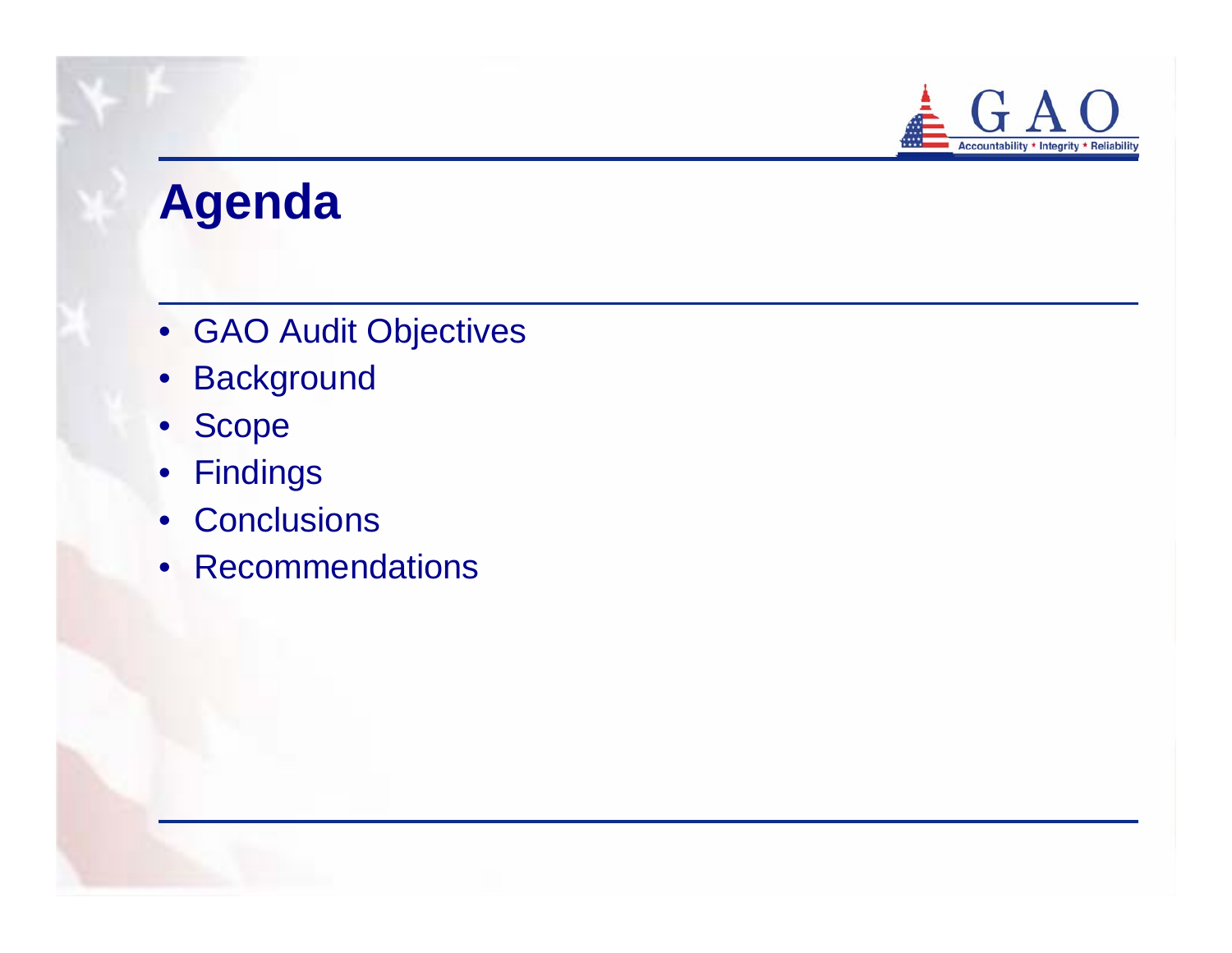# Agenda

- GAO Audit Objectives
- Background
- Scope
- Findings
- Conclusions
- Recommendations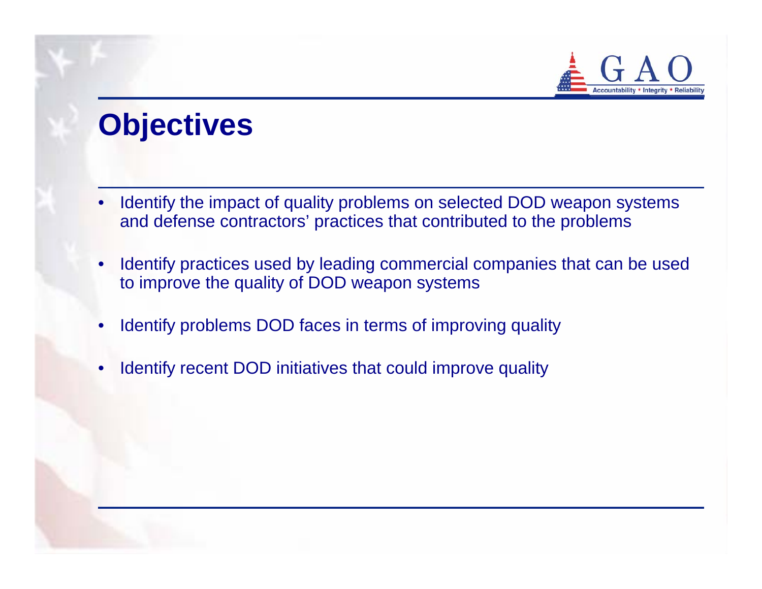# Objectives

- Identify the impact of quality problems on selected DOD weapon systems and defense contractors' practices that contributed to the problems
- Identify practices used by leading commercial companies that can be used to improve the quality of DOD weapon systems
- Identify problems DOD faces in terms of improving quality
- Identify recent DOD initiatives that could improve quality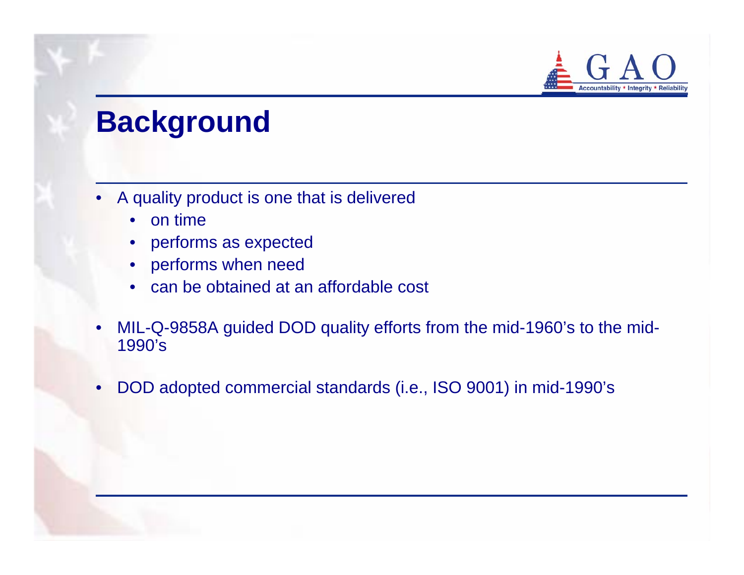# Background

- A quality product is one that is delivered
  - on time
  - performs as expected
  - performs when need
  - can be obtained at an affordable cost

- MIL-Q-9858A guided DOD quality efforts from the mid-1960's to the mid-1990's

- DOD adopted commercial standards (i.e., ISO 9001) in mid-1990's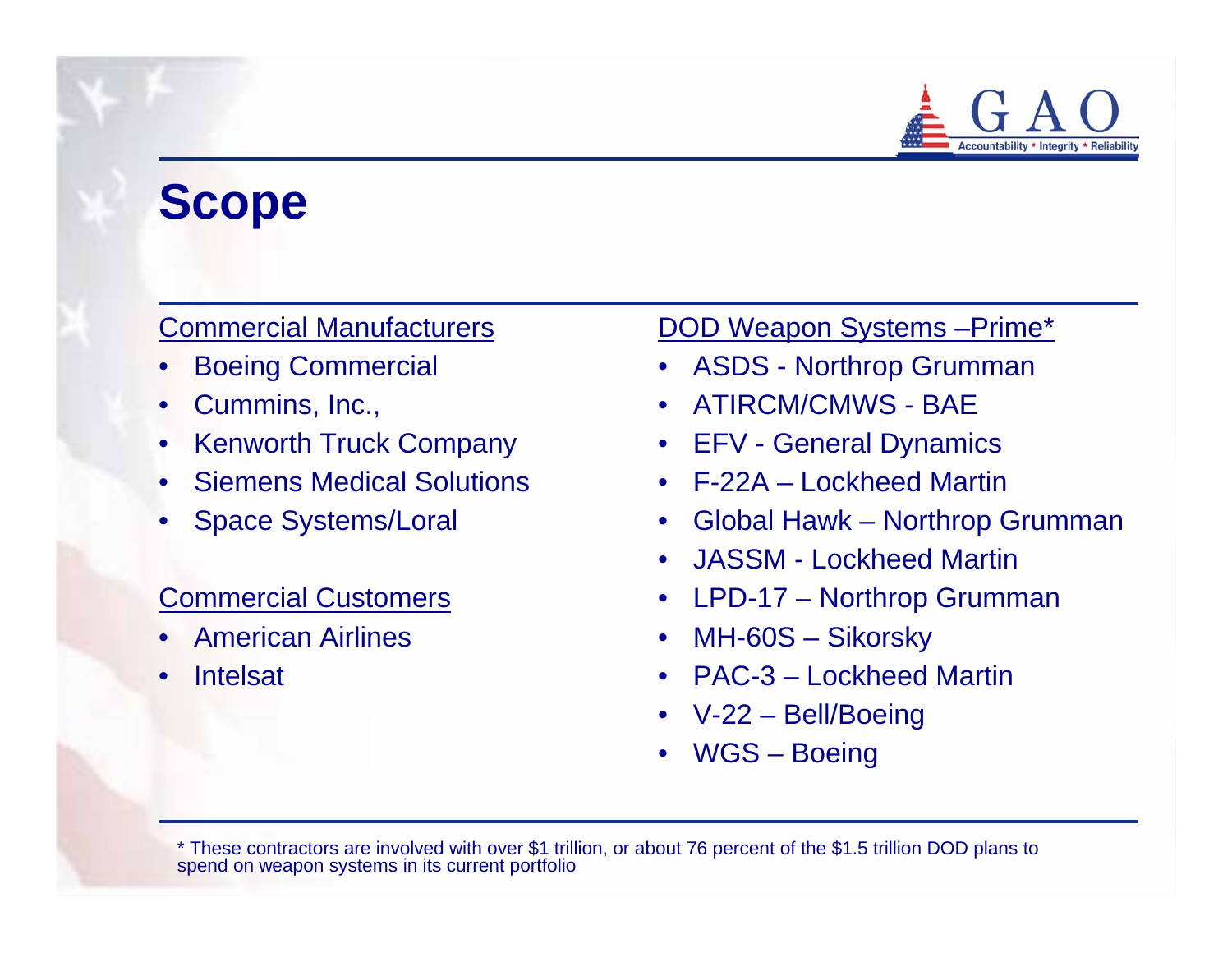# Scope

Commercial Manufacturers

- Boeing Commercial
- Cummins, Inc.,
- Kenworth Truck Company
- Siemens Medical Solutions
- Space Systems/Loral

Commercial Customers

- American Airlines
- Intelsat

DOD Weapon Systems –Prime*

- ASDS - Northrop Grumman
- ATIRCM/CMWS - BAE
- EFV - General Dynamics
- F-22A – Lockheed Martin
- Global Hawk – Northrop Grumman
- JASSM - Lockheed Martin
- LPD-17 – Northrop Grumman
- MH-60S – Sikorsky
- PAC-3 – Lockheed Martin
- V-22 – Bell/Boeing
- WGS – Boeing

* These contractors are involved with over $1 trillion, or about 76 percent of the $1.5 trillion DOD plans to spend on weapon systems in its current portfolio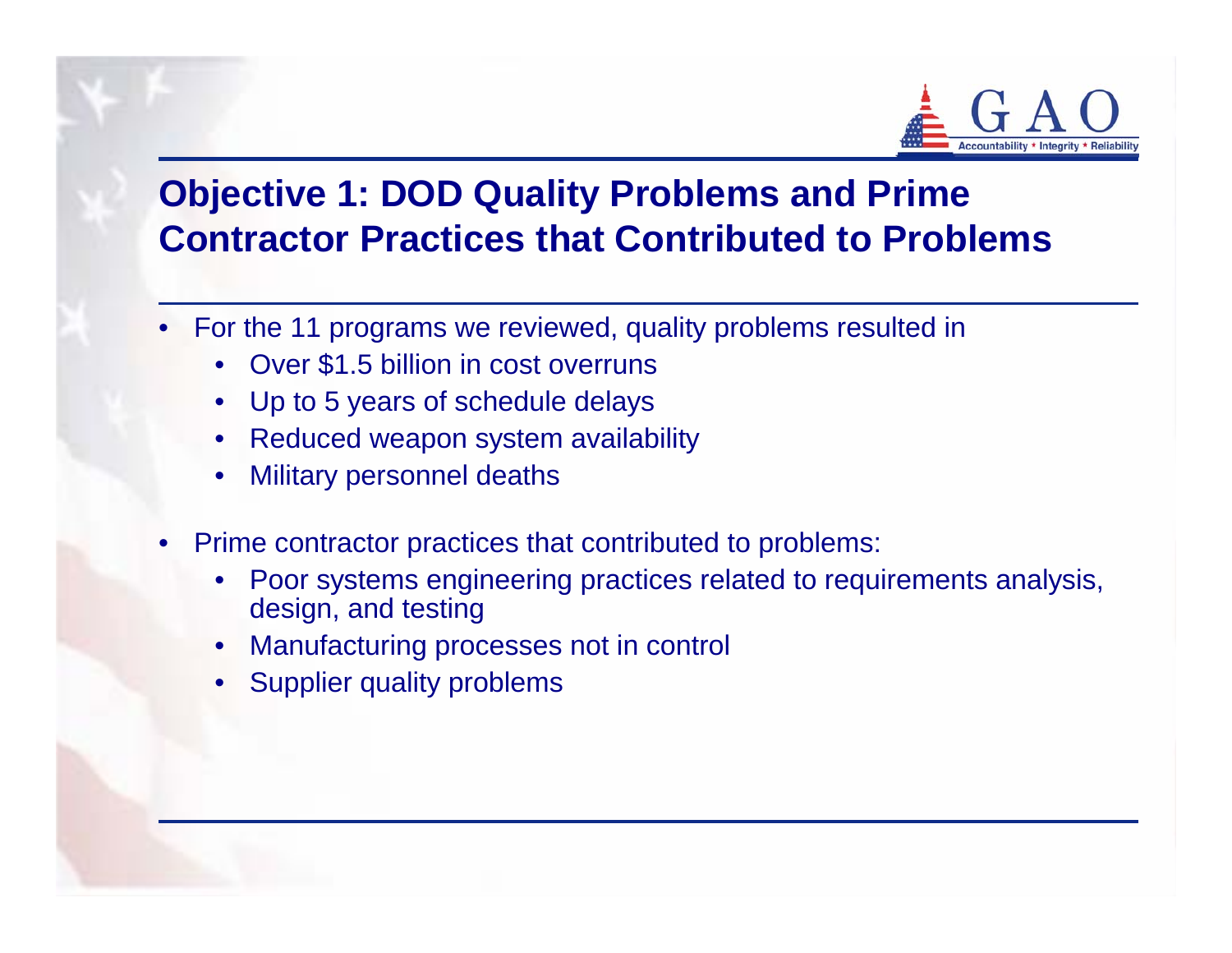# Objective 1: DOD Quality Problems and Prime Contractor Practices that Contributed to Problems

- For the 11 programs we reviewed, quality problems resulted in
  - Over $1.5 billion in cost overruns
  - Up to 5 years of schedule delays
  - Reduced weapon system availability
  - Military personnel deaths
- Prime contractor practices that contributed to problems:
  - Poor systems engineering practices related to requirements analysis, design, and testing
  - Manufacturing processes not in control
  - Supplier quality problems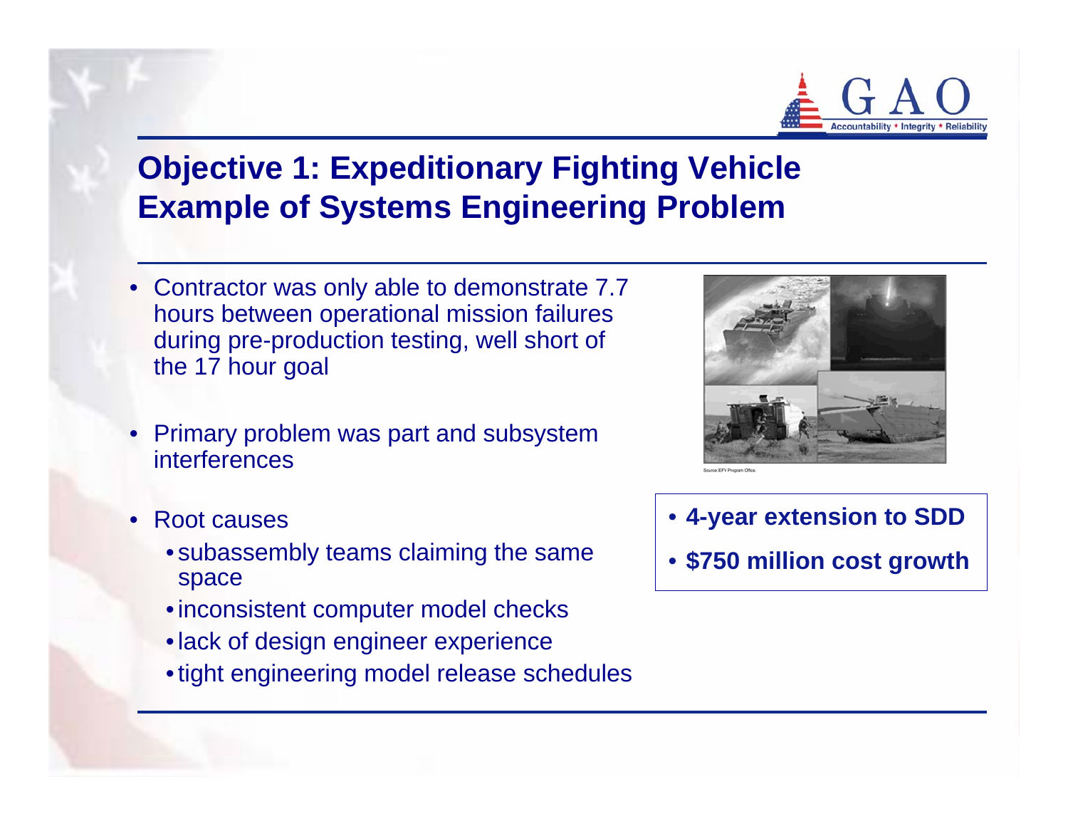# Objective 1: Expeditionary Fighting Vehicle Example of Systems Engineering Problem

- Contractor was only able to demonstrate 7.7 hours between operational mission failures during pre-production testing, well short of the 17 hour goal
- Primary problem was part and subsystem interferences
- Root causes
  - subassembly teams claiming the same space
  - inconsistent computer model checks
  - lack of design engineer experience
  - tight engineering model release schedules

Source: EFV Program Office.

- **4-year extension to SDD**
- **$750 million cost growth**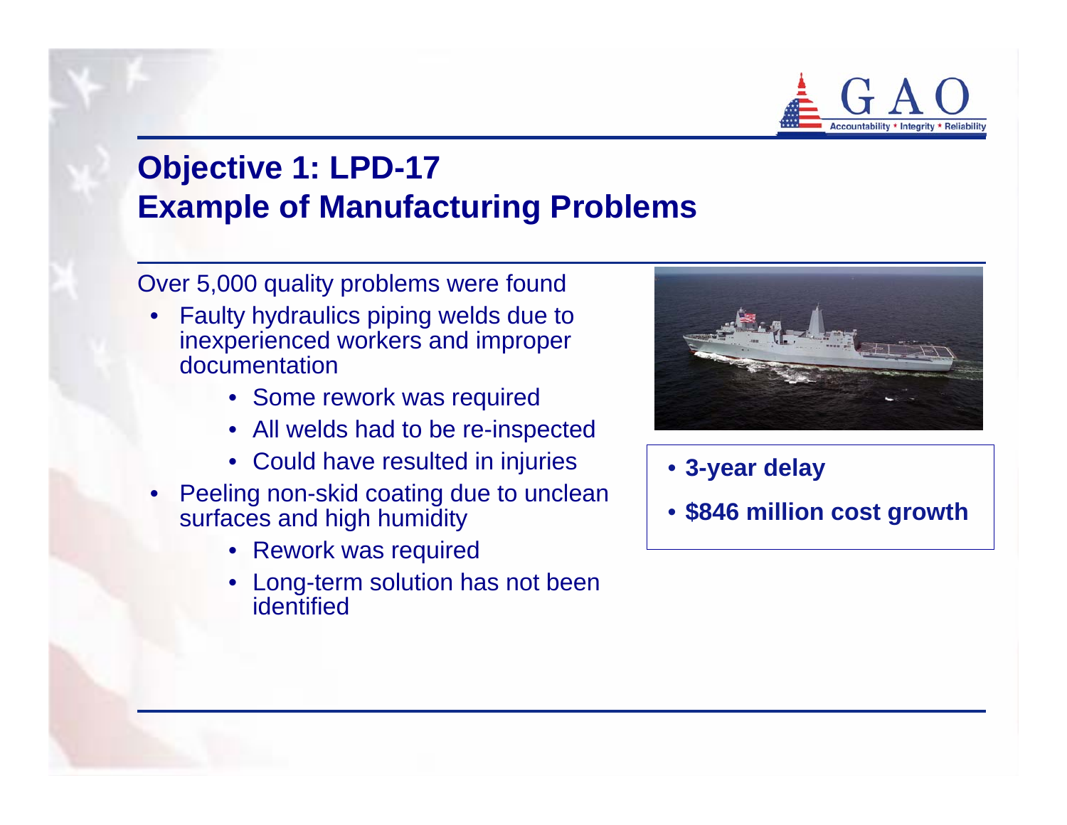## Objective 1: LPD-17
## Example of Manufacturing Problems

Over 5,000 quality problems were found

- Faulty hydraulics piping welds due to inexperienced workers and improper documentation
  - Some rework was required
  - All welds had to be re-inspected
  - Could have resulted in injuries
- Peeling non-skid coating due to unclean surfaces and high humidity
  - Rework was required
  - Long-term solution has not been identified

- **3-year delay**
- **$846 million cost growth**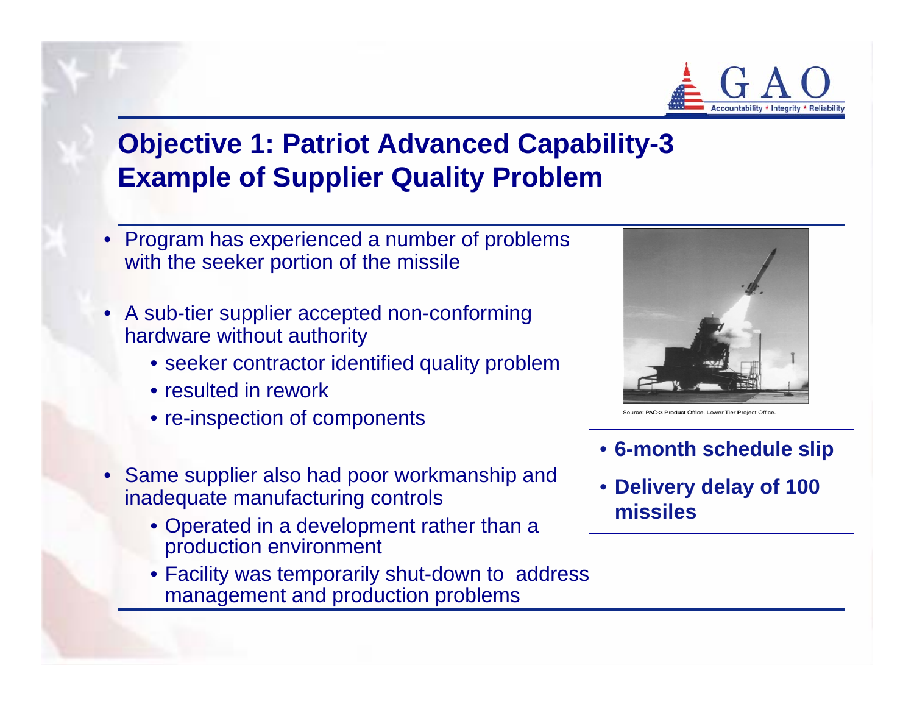## Objective 1: Patriot Advanced Capability-3 Example of Supplier Quality Problem

- Program has experienced a number of problems with the seeker portion of the missile
- A sub-tier supplier accepted non-conforming hardware without authority
  - seeker contractor identified quality problem
  - resulted in rework
  - re-inspection of components
- Same supplier also had poor workmanship and inadequate manufacturing controls
  - Operated in a development rather than a production environment
  - Facility was temporarily shut-down to address management and production problems

Source: PAC-3 Product Office, Lower Tier Project Office.

- **6-month schedule slip**
- **Delivery delay of 100 missiles**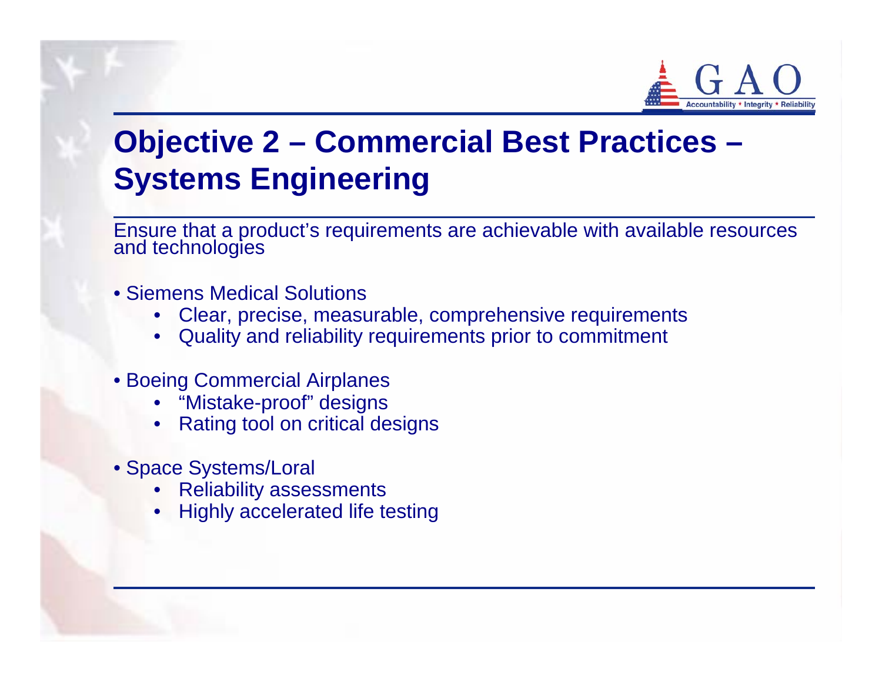# Objective 2 – Commercial Best Practices – Systems Engineering

Ensure that a product's requirements are achievable with available resources and technologies

- Siemens Medical Solutions
  - Clear, precise, measurable, comprehensive requirements
  - Quality and reliability requirements prior to commitment
- Boeing Commercial Airplanes
  - "Mistake-proof" designs
  - Rating tool on critical designs
- Space Systems/Loral
  - Reliability assessments
  - Highly accelerated life testing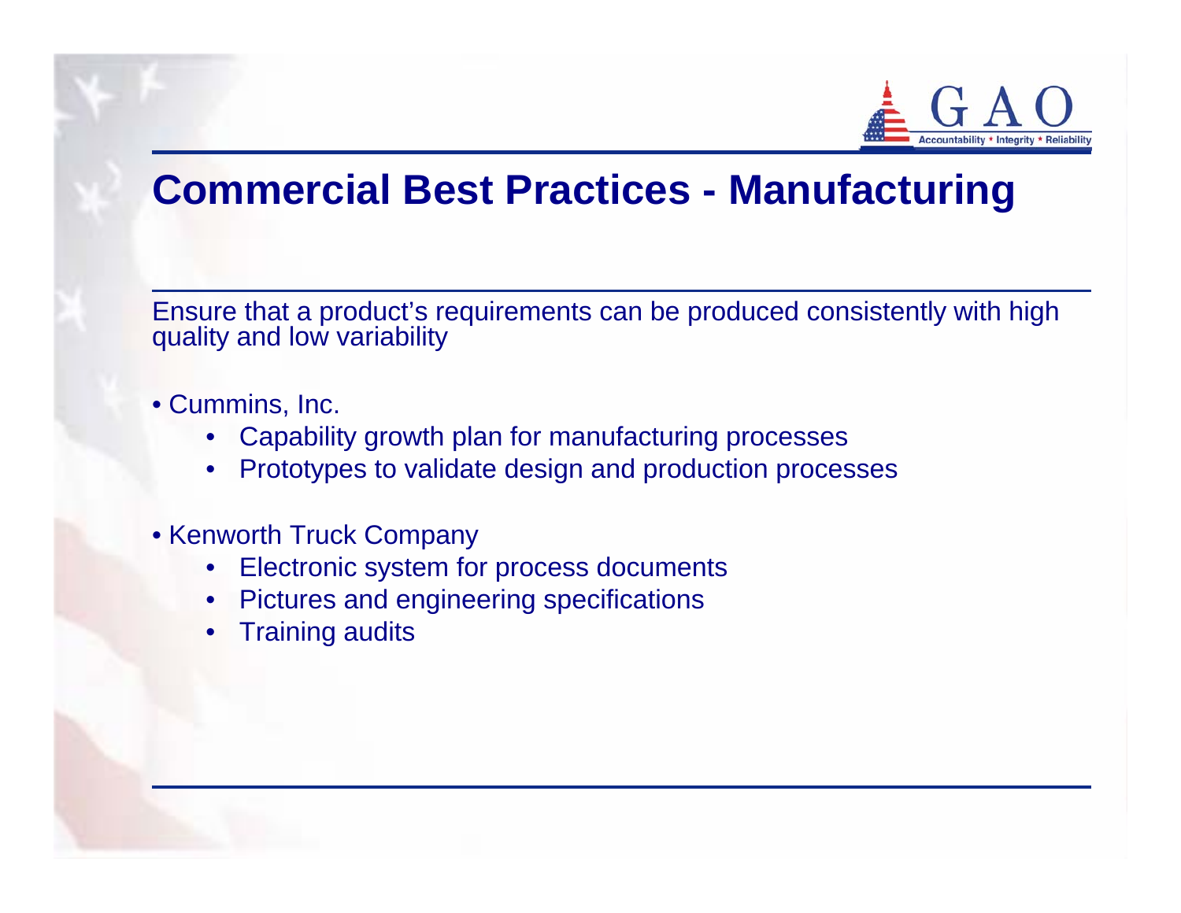# Commercial Best Practices - Manufacturing

Ensure that a product's requirements can be produced consistently with high quality and low variability

- Cummins, Inc.
  - Capability growth plan for manufacturing processes
  - Prototypes to validate design and production processes
- Kenworth Truck Company
  - Electronic system for process documents
  - Pictures and engineering specifications
  - Training audits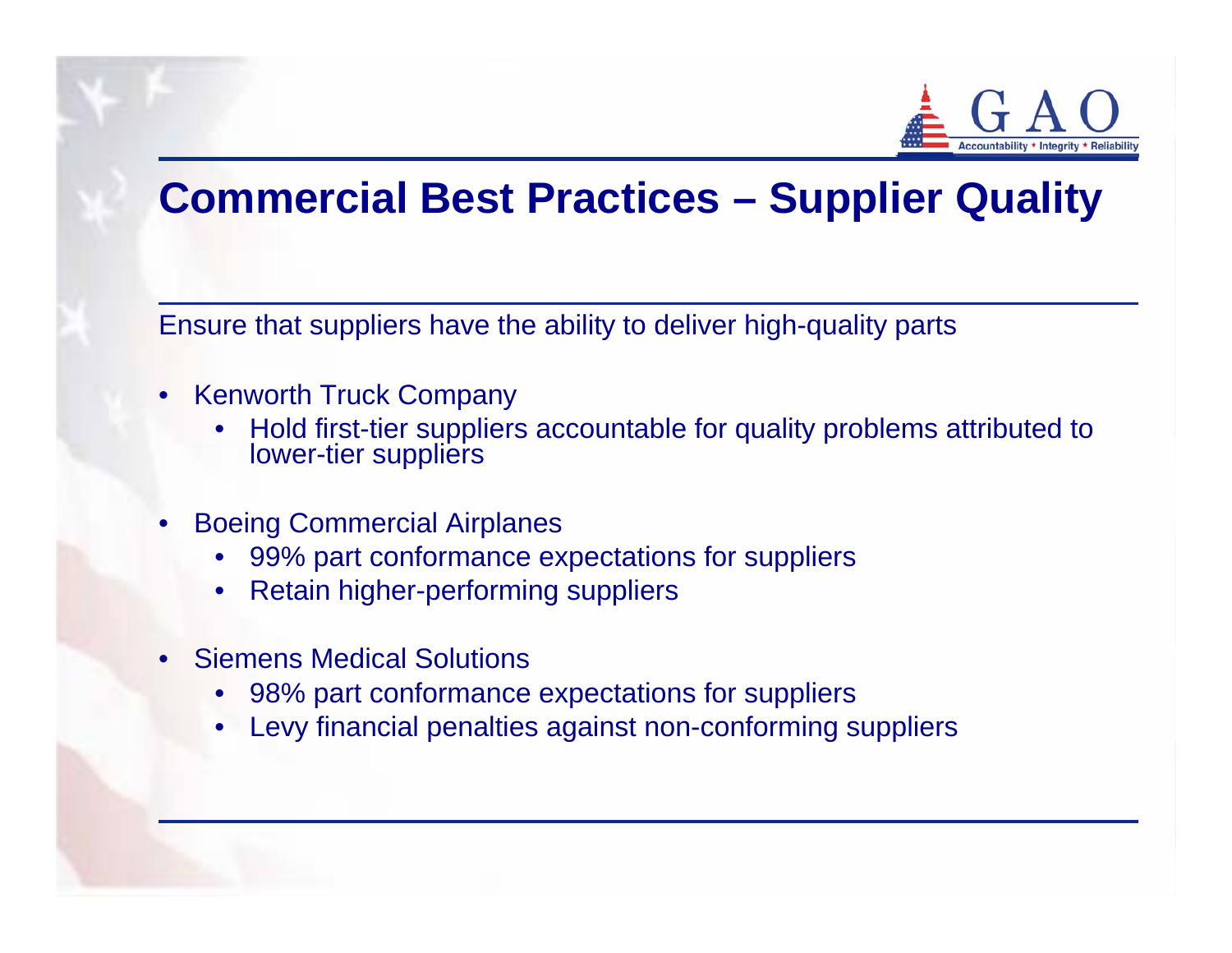# Commercial Best Practices – Supplier Quality

Ensure that suppliers have the ability to deliver high-quality parts

- Kenworth Truck Company
  - Hold first-tier suppliers accountable for quality problems attributed to lower-tier suppliers
- Boeing Commercial Airplanes
  - 99% part conformance expectations for suppliers
  - Retain higher-performing suppliers
- Siemens Medical Solutions
  - 98% part conformance expectations for suppliers
  - Levy financial penalties against non-conforming suppliers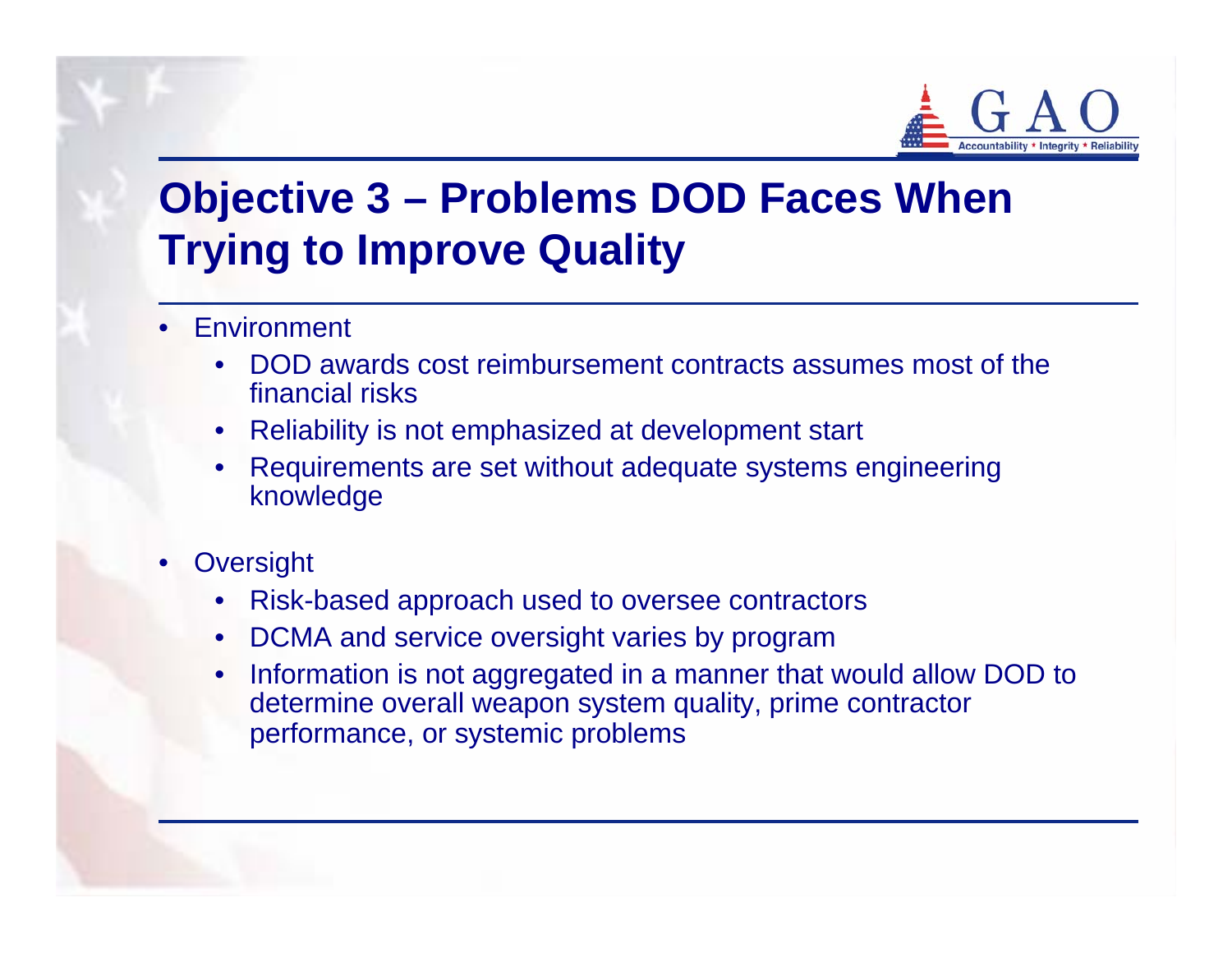# Objective 3 – Problems DOD Faces When Trying to Improve Quality

- Environment
  - DOD awards cost reimbursement contracts assumes most of the financial risks
  - Reliability is not emphasized at development start
  - Requirements are set without adequate systems engineering knowledge
- Oversight
  - Risk-based approach used to oversee contractors
  - DCMA and service oversight varies by program
  - Information is not aggregated in a manner that would allow DOD to determine overall weapon system quality, prime contractor performance, or systemic problems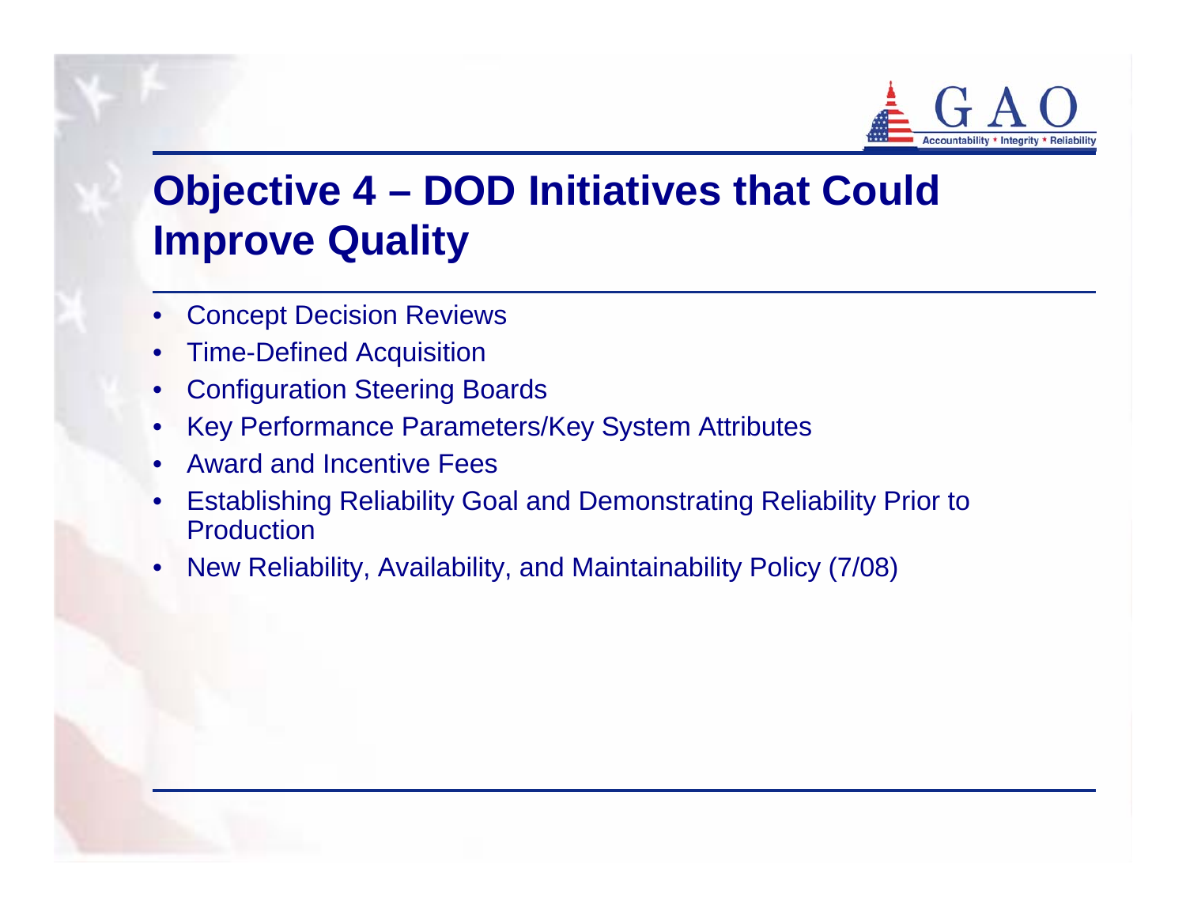# Objective 4 – DOD Initiatives that Could Improve Quality

- Concept Decision Reviews
- Time-Defined Acquisition
- Configuration Steering Boards
- Key Performance Parameters/Key System Attributes
- Award and Incentive Fees
- Establishing Reliability Goal and Demonstrating Reliability Prior to Production
- New Reliability, Availability, and Maintainability Policy (7/08)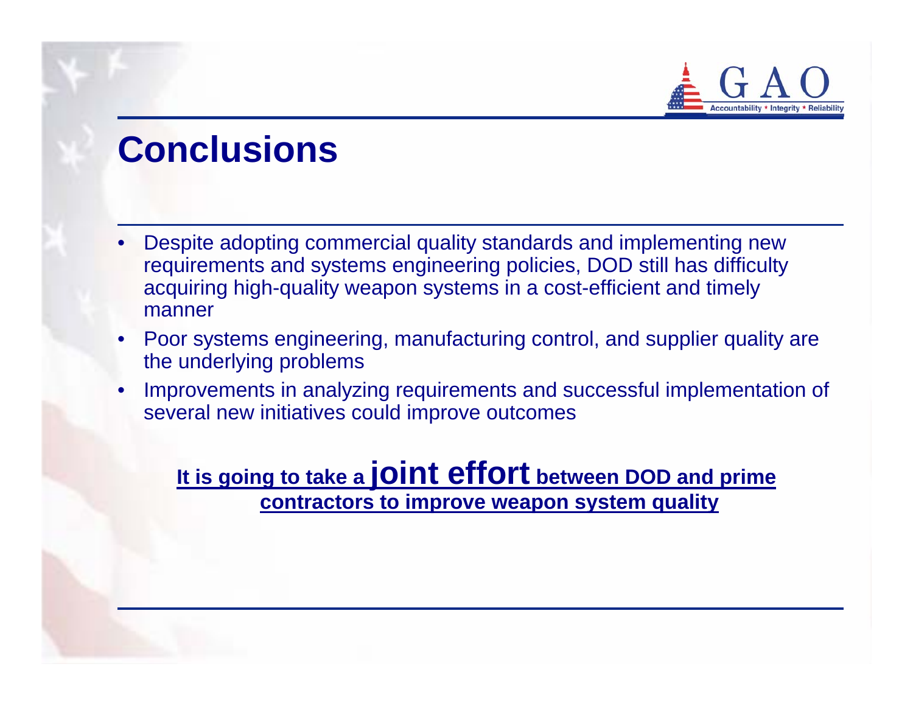# Conclusions

- Despite adopting commercial quality standards and implementing new requirements and systems engineering policies, DOD still has difficulty acquiring high-quality weapon systems in a cost-efficient and timely manner
- Poor systems engineering, manufacturing control, and supplier quality are the underlying problems
- Improvements in analyzing requirements and successful implementation of several new initiatives could improve outcomes

**It is going to take a joint effort between DOD and prime contractors to improve weapon system quality**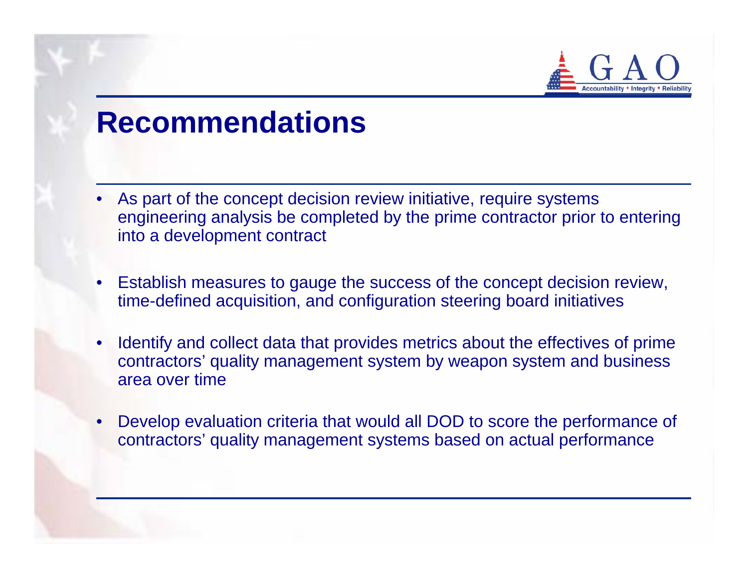# Recommendations

- As part of the concept decision review initiative, require systems engineering analysis be completed by the prime contractor prior to entering into a development contract
- Establish measures to gauge the success of the concept decision review, time-defined acquisition, and configuration steering board initiatives
- Identify and collect data that provides metrics about the effectives of prime contractors' quality management system by weapon system and business area over time
- Develop evaluation criteria that would all DOD to score the performance of contractors' quality management systems based on actual performance